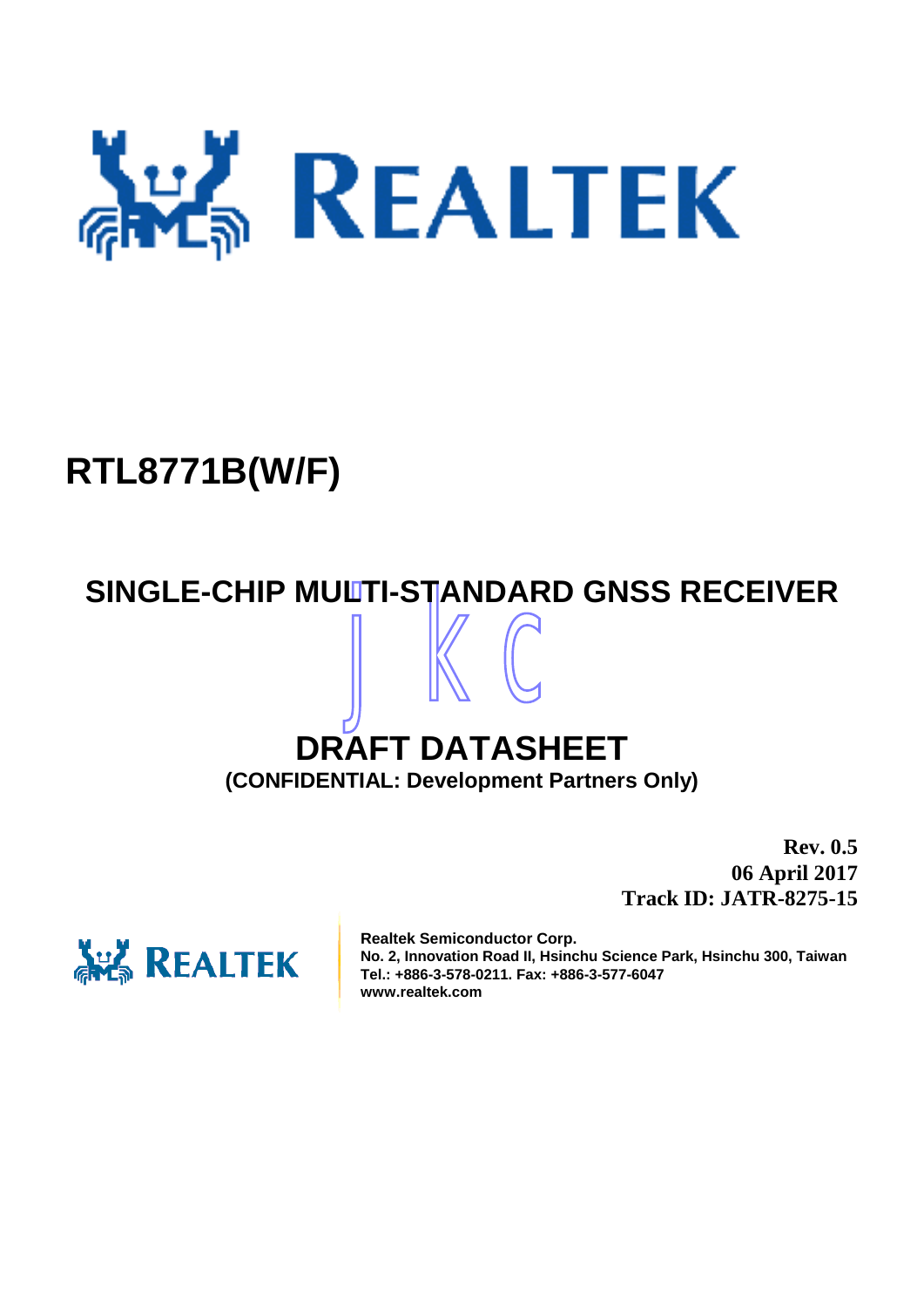# RTL8771B(W/F)

## SINGLE-CHIP MULTI-STANDARD GNSS RECEIVER

## DRAFT DATASHEET

**(CONFIDENTIAL: Development Partners Only)**

**Rev. 0.5**
**06 April 2017**
**Track ID: JATR-8275-15**

**Realtek Semiconductor Corp.**
**No. 2, Innovation Road II, Hsinchu Science Park, Hsinchu 300, Taiwan**
**Tel.: +886-3-578-0211. Fax: +886-3-577-6047**
**www.realtek.com**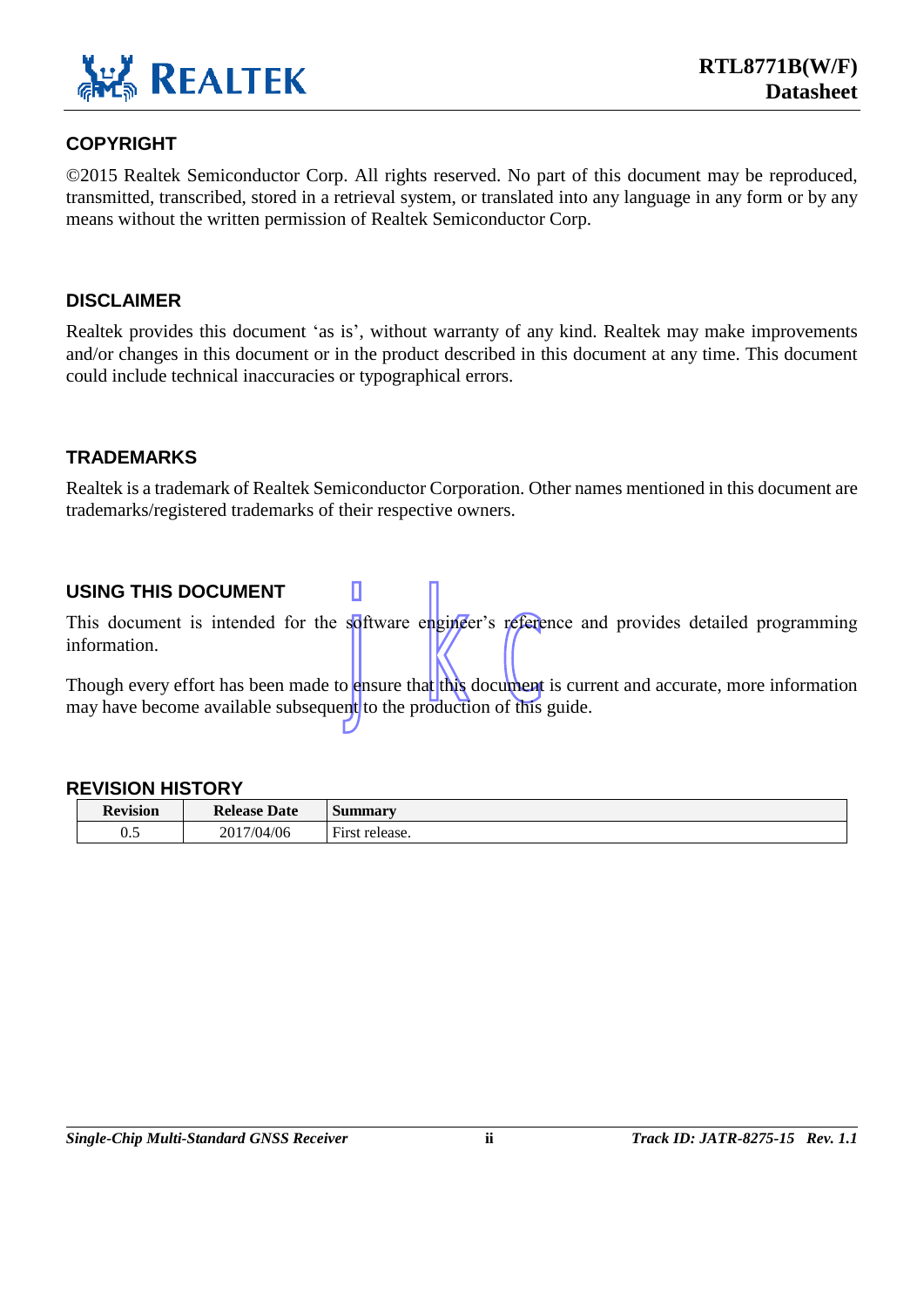## COPYRIGHT

©2015 Realtek Semiconductor Corp. All rights reserved. No part of this document may be reproduced, transmitted, transcribed, stored in a retrieval system, or translated into any language in any form or by any means without the written permission of Realtek Semiconductor Corp.

## DISCLAIMER

Realtek provides this document 'as is', without warranty of any kind. Realtek may make improvements and/or changes in this document or in the product described in this document at any time. This document could include technical inaccuracies or typographical errors.

## TRADEMARKS

Realtek is a trademark of Realtek Semiconductor Corporation. Other names mentioned in this document are trademarks/registered trademarks of their respective owners.

## USING THIS DOCUMENT

This document is intended for the software engineer's reference and provides detailed programming information.

Though every effort has been made to ensure that this document is current and accurate, more information may have become available subsequent to the production of this guide.

## REVISION HISTORY

| Revision | Release Date | Summary |
|---|---|---|
| 0.5 | 2017/04/06 | First release. |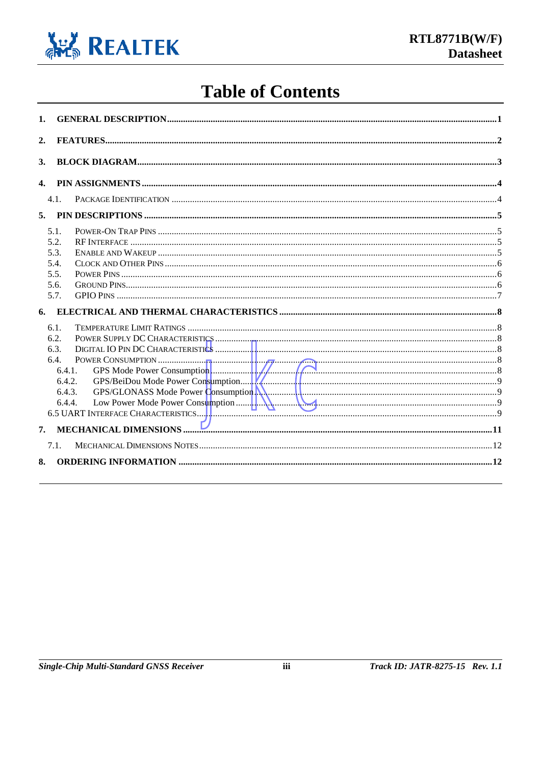# Table of Contents

1. **GENERAL DESCRIPTION** ........ 1
2. **FEATURES** ........ 2
3. **BLOCK DIAGRAM** ........ 3
4. **PIN ASSIGNMENTS** ........ 4
   - 4.1. PACKAGE IDENTIFICATION ........ 4
5. **PIN DESCRIPTIONS** ........ 5
   - 5.1. POWER-ON TRAP PINS ........ 5
   - 5.2. RF INTERFACE ........ 5
   - 5.3. ENABLE AND WAKEUP ........ 5
   - 5.4. CLOCK AND OTHER PINS ........ 6
   - 5.5. POWER PINS ........ 6
   - 5.6. GROUND PINS ........ 6
   - 5.7. GPIO PINS ........ 7
6. **ELECTRICAL AND THERMAL CHARACTERISTICS** ........ 8
   - 6.1. TEMPERATURE LIMIT RATINGS ........ 8
   - 6.2. POWER SUPPLY DC CHARACTERISTICS ........ 8
   - 6.3. DIGITAL IO PIN DC CHARACTERISTICS ........ 8
   - 6.4. POWER CONSUMPTION ........ 8
     - 6.4.1. GPS Mode Power Consumption ........ 8
     - 6.4.2. GPS/BeiDou Mode Power Consumption ........ 9
     - 6.4.3. GPS/GLONASS Mode Power Consumption ........ 9
     - 6.4.4. Low Power Mode Power Consumption ........ 9
   - 6.5 UART INTERFACE CHARACTERISTICS ........ 9
7. **MECHANICAL DIMENSIONS** ........ 11
   - 7.1. MECHANICAL DIMENSIONS NOTES ........ 12
8. **ORDERING INFORMATION** ........ 12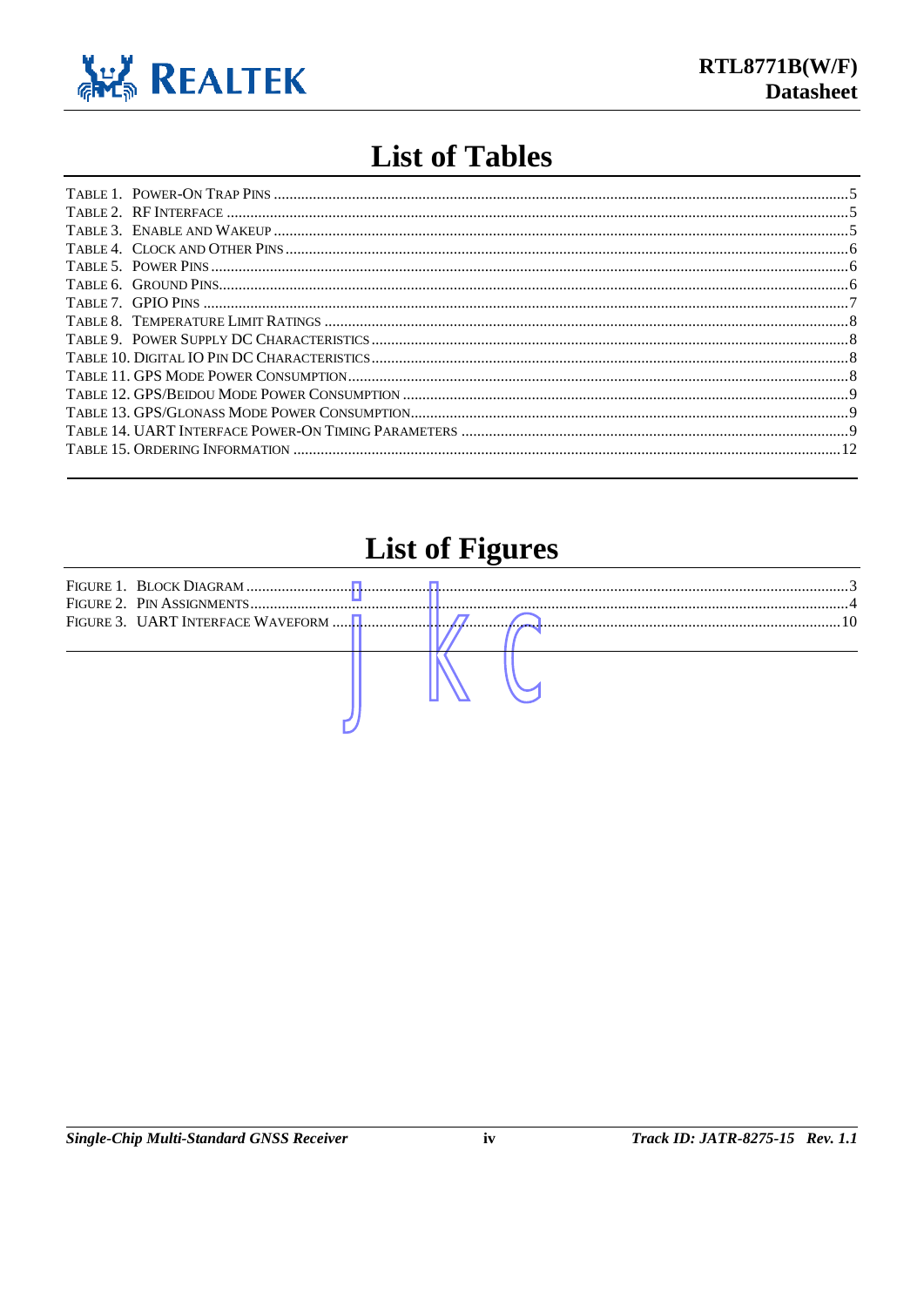# List of Tables

TABLE 1. POWER-ON TRAP PINS ....5
TABLE 2. RF INTERFACE ....5
TABLE 3. ENABLE AND WAKEUP ....5
TABLE 4. CLOCK AND OTHER PINS ....6
TABLE 5. POWER PINS ....6
TABLE 6. GROUND PINS ....6
TABLE 7. GPIO PINS ....7
TABLE 8. TEMPERATURE LIMIT RATINGS ....8
TABLE 9. POWER SUPPLY DC CHARACTERISTICS ....8
TABLE 10. DIGITAL IO PIN DC CHARACTERISTICS ....8
TABLE 11. GPS MODE POWER CONSUMPTION ....8
TABLE 12. GPS/BEIDOU MODE POWER CONSUMPTION ....9
TABLE 13. GPS/GLONASS MODE POWER CONSUMPTION ....9
TABLE 14. UART INTERFACE POWER-ON TIMING PARAMETERS ....9
TABLE 15. ORDERING INFORMATION ....12

# List of Figures

FIGURE 1. BLOCK DIAGRAM ....3
FIGURE 2. PIN ASSIGNMENTS ....4
FIGURE 3. UART INTERFACE WAVEFORM ....10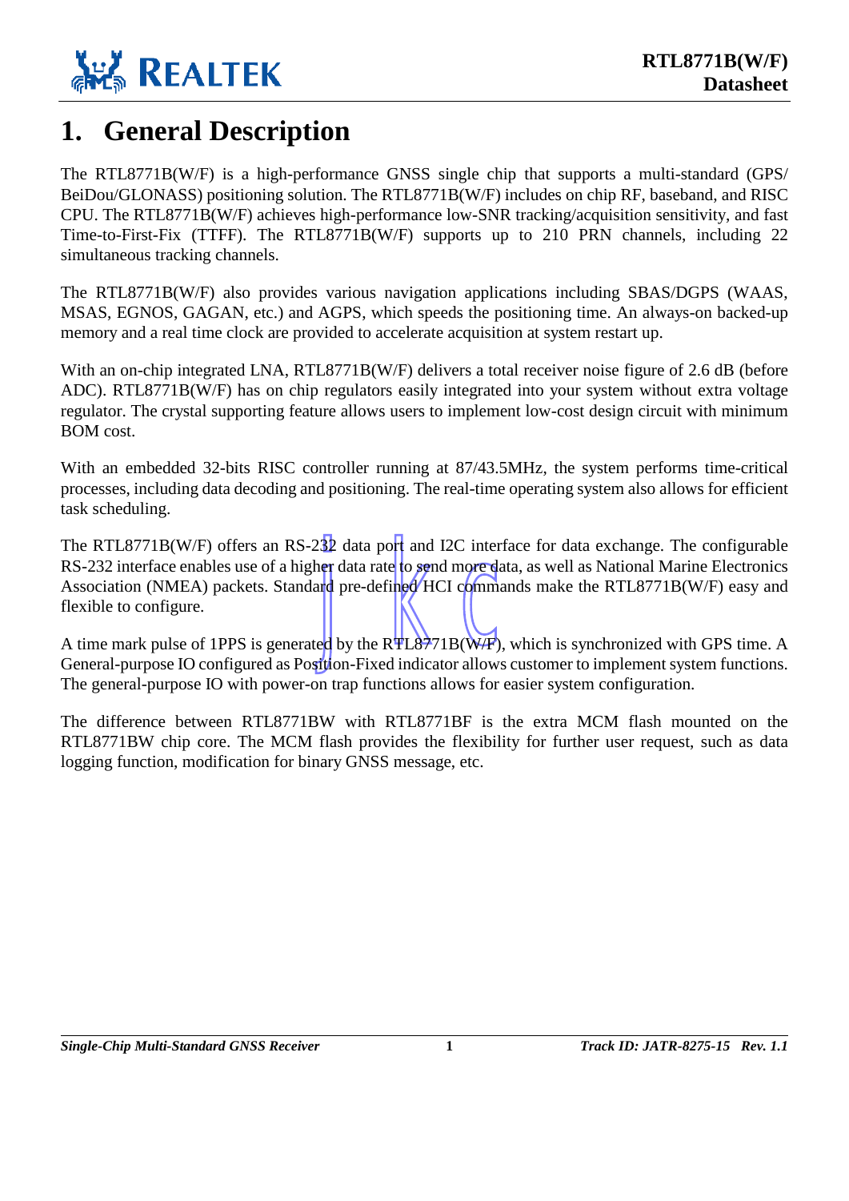# 1. General Description

The RTL8771B(W/F) is a high-performance GNSS single chip that supports a multi-standard (GPS/BeiDou/GLONASS) positioning solution. The RTL8771B(W/F) includes on chip RF, baseband, and RISC CPU. The RTL8771B(W/F) achieves high-performance low-SNR tracking/acquisition sensitivity, and fast Time-to-First-Fix (TTFF). The RTL8771B(W/F) supports up to 210 PRN channels, including 22 simultaneous tracking channels.

The RTL8771B(W/F) also provides various navigation applications including SBAS/DGPS (WAAS, MSAS, EGNOS, GAGAN, etc.) and AGPS, which speeds the positioning time. An always-on backed-up memory and a real time clock are provided to accelerate acquisition at system restart up.

With an on-chip integrated LNA, RTL8771B(W/F) delivers a total receiver noise figure of 2.6 dB (before ADC). RTL8771B(W/F) has on chip regulators easily integrated into your system without extra voltage regulator. The crystal supporting feature allows users to implement low-cost design circuit with minimum BOM cost.

With an embedded 32-bits RISC controller running at 87/43.5MHz, the system performs time-critical processes, including data decoding and positioning. The real-time operating system also allows for efficient task scheduling.

The RTL8771B(W/F) offers an RS-232 data port and I2C interface for data exchange. The configurable RS-232 interface enables use of a higher data rate to send more data, as well as National Marine Electronics Association (NMEA) packets. Standard pre-defined HCI commands make the RTL8771B(W/F) easy and flexible to configure.

A time mark pulse of 1PPS is generated by the RTL8771B(W/F), which is synchronized with GPS time. A General-purpose IO configured as Position-Fixed indicator allows customer to implement system functions. The general-purpose IO with power-on trap functions allows for easier system configuration.

The difference between RTL8771BW with RTL8771BF is the extra MCM flash mounted on the RTL8771BW chip core. The MCM flash provides the flexibility for further user request, such as data logging function, modification for binary GNSS message, etc.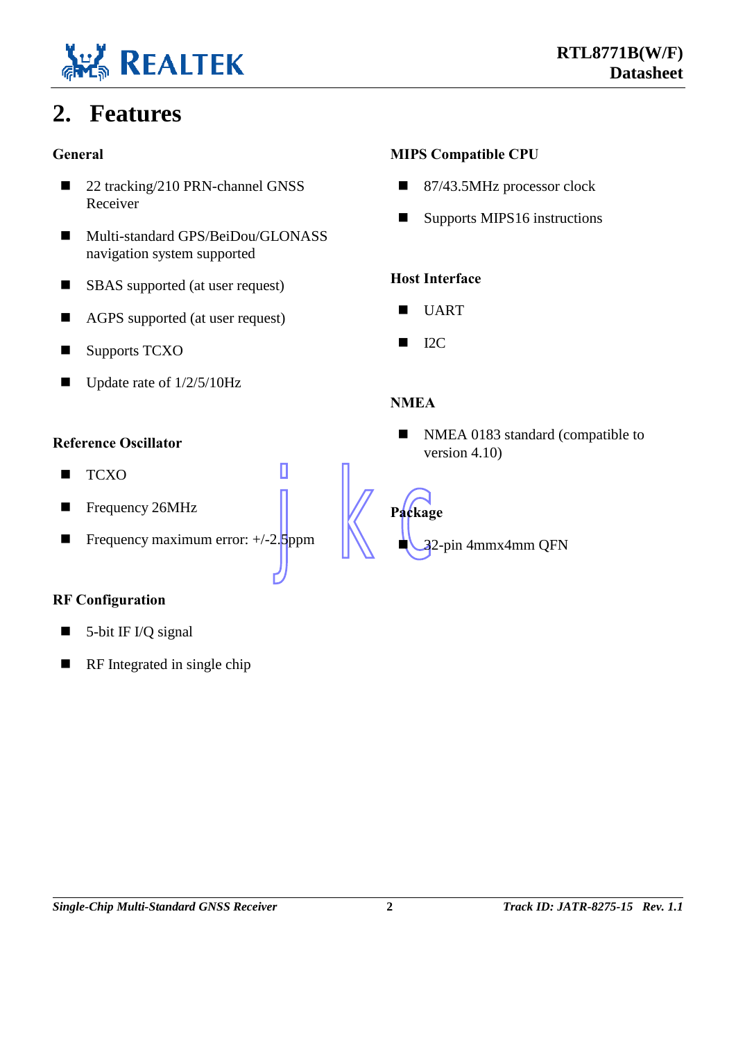# 2. Features

### General

- 22 tracking/210 PRN-channel GNSS Receiver
- Multi-standard GPS/BeiDou/GLONASS navigation system supported
- SBAS supported (at user request)
- AGPS supported (at user request)
- Supports TCXO
- Update rate of 1/2/5/10Hz

### Reference Oscillator

- TCXO
- Frequency 26MHz
- Frequency maximum error: +/-2.5ppm

### RF Configuration

- 5-bit IF I/Q signal
- RF Integrated in single chip

### MIPS Compatible CPU

- 87/43.5MHz processor clock
- Supports MIPS16 instructions

### Host Interface

- UART
- I2C

### NMEA

- NMEA 0183 standard (compatible to version 4.10)

### Package

- 32-pin 4mmx4mm QFN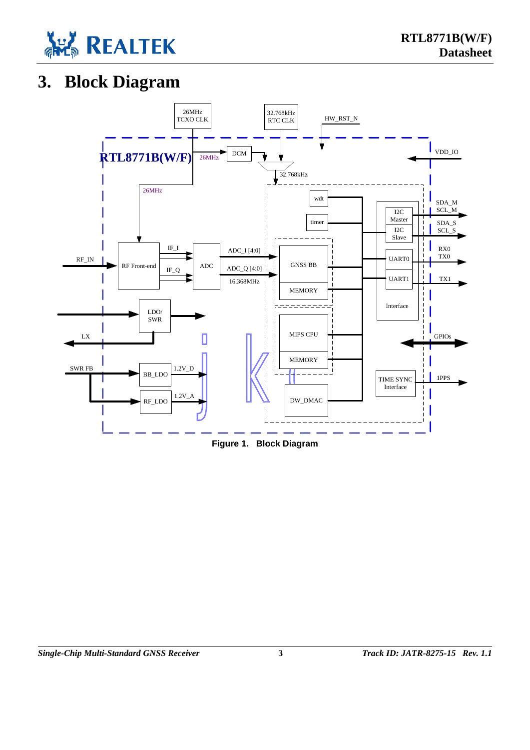# 3. Block Diagram

**Figure 1. Block Diagram**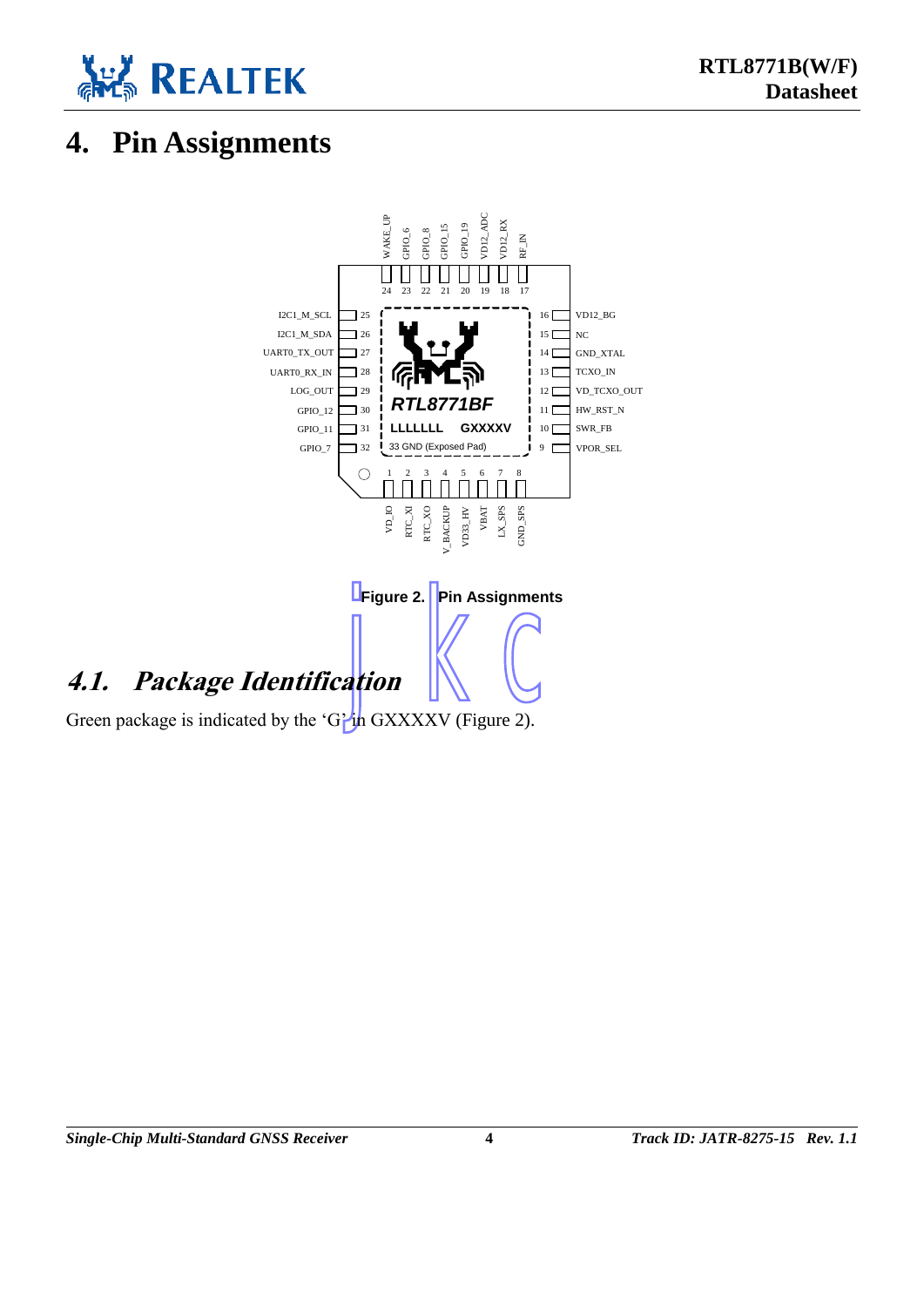# 4. Pin Assignments

| Pin | Name | Pin | Name |
|---|---|---|---|
| 1 | VD_IO | 17 | RF_IN |
| 2 | RTC_XI | 18 | VD12_RX |
| 3 | RTC_XO | 19 | VD12_ADC |
| 4 | V_BACKUP | 20 | GPIO_19 |
| 5 | VD33_HV | 21 | GPIO_15 |
| 6 | VBAT | 22 | GPIO_8 |
| 7 | LX_SPS | 23 | GPIO_6 |
| 8 | GND_SPS | 24 | WAKE_UP |
| 9 | VPOR_SEL | 25 | I2C1_M_SCL |
| 10 | SWR_FB | 26 | I2C1_M_SDA |
| 11 | HW_RST_N | 27 | UART0_TX_OUT |
| 12 | VD_TCXO_OUT | 28 | UART0_RX_IN |
| 13 | TCXO_IN | 29 | LOG_OUT |
| 14 | GND_XTAL | 30 | GPIO_12 |
| 15 | NC | 31 | GPIO_11 |
| 16 | VD12_BG | 32 | GPIO_7 |

Package marking: RTL8771BF, LLLLLLL GXXXXV, 33 GND (Exposed Pad)

Figure 2. Pin Assignments

## 4.1. Package Identification

Green package is indicated by the 'G' in GXXXXV (Figure 2).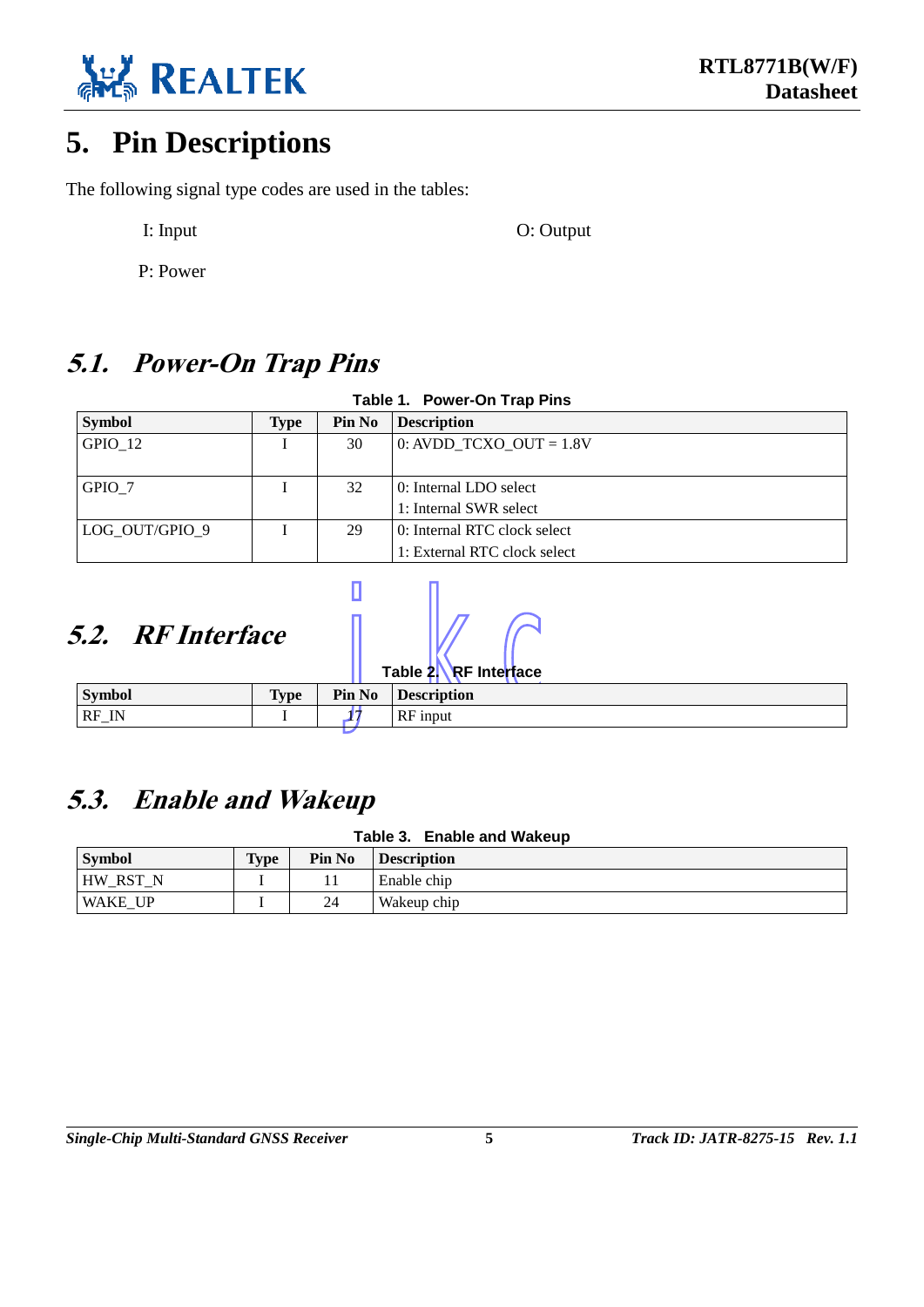# 5. Pin Descriptions

The following signal type codes are used in the tables:

I: Input

O: Output

P: Power

## 5.1. Power-On Trap Pins

**Table 1. Power-On Trap Pins**

| Symbol | Type | Pin No | Description |
|---|---|---|---|
| GPIO_12 | I | 30 | 0: AVDD_TCXO_OUT = 1.8V |
| GPIO_7 | I | 32 | 0: Internal LDO select<br>1: Internal SWR select |
| LOG_OUT/GPIO_9 | I | 29 | 0: Internal RTC clock select<br>1: External RTC clock select |

## 5.2. RF Interface

**Table 2. RF Interface**

| Symbol | Type | Pin No | Description |
|---|---|---|---|
| RF_IN | I | 17 | RF input |

## 5.3. Enable and Wakeup

**Table 3. Enable and Wakeup**

| Symbol | Type | Pin No | Description |
|---|---|---|---|
| HW_RST_N | I | 11 | Enable chip |
| WAKE_UP | I | 24 | Wakeup chip |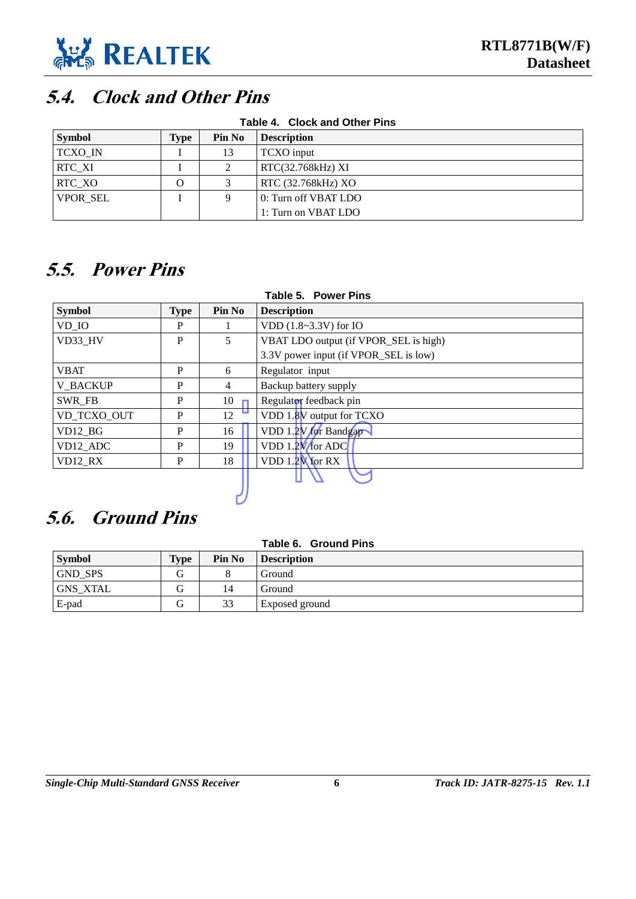## 5.4. Clock and Other Pins

**Table 4. Clock and Other Pins**

| Symbol | Type | Pin No | Description |
|---|---|---|---|
| TCXO_IN | I | 13 | TCXO input |
| RTC_XI | I | 2 | RTC(32.768kHz) XI |
| RTC_XO | O | 3 | RTC (32.768kHz) XO |
| VPOR_SEL | I | 9 | 0: Turn off VBAT LDO<br>1: Turn on VBAT LDO |

## 5.5. Power Pins

**Table 5. Power Pins**

| Symbol | Type | Pin No | Description |
|---|---|---|---|
| VD_IO | P | 1 | VDD (1.8~3.3V) for IO |
| VD33_HV | P | 5 | VBAT LDO output (if VPOR_SEL is high)<br>3.3V power input (if VPOR_SEL is low) |
| VBAT | P | 6 | Regulator input |
| V_BACKUP | P | 4 | Backup battery supply |
| SWR_FB | P | 10 | Regulator feedback pin |
| VD_TCXO_OUT | P | 12 | VDD 1.8V output for TCXO |
| VD12_BG | P | 16 | VDD 1.2V for Bandgap |
| VD12_ADC | P | 19 | VDD 1.2V for ADC |
| VD12_RX | P | 18 | VDD 1.2V for RX |

## 5.6. Ground Pins

**Table 6. Ground Pins**

| Symbol | Type | Pin No | Description |
|---|---|---|---|
| GND_SPS | G | 8 | Ground |
| GNS_XTAL | G | 14 | Ground |
| E-pad | G | 33 | Exposed ground |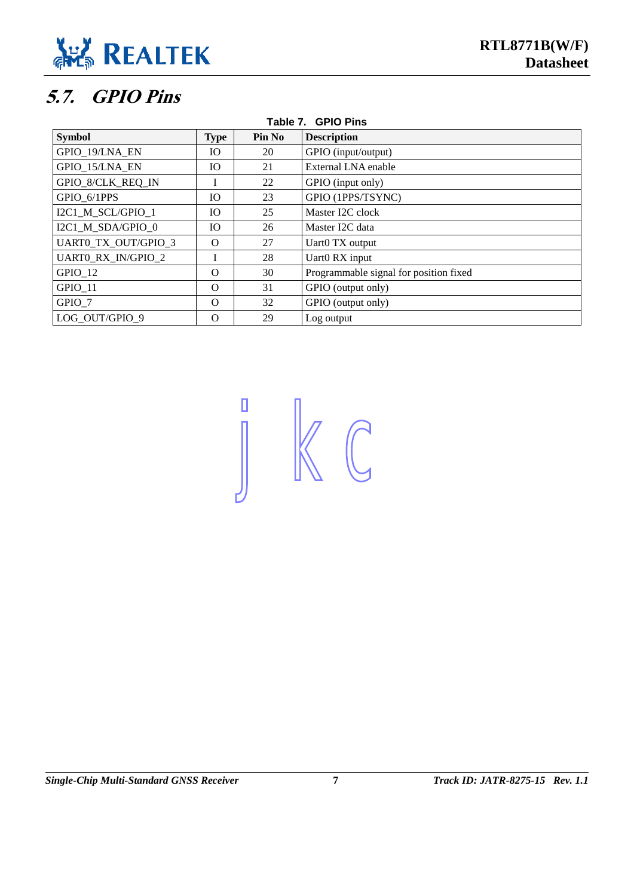## 5.7. GPIO Pins

**Table 7. GPIO Pins**

| Symbol | Type | Pin No | Description |
|---|---|---|---|
| GPIO_19/LNA_EN | IO | 20 | GPIO (input/output) |
| GPIO_15/LNA_EN | IO | 21 | External LNA enable |
| GPIO_8/CLK_REQ_IN | I | 22 | GPIO (input only) |
| GPIO_6/1PPS | IO | 23 | GPIO (1PPS/TSYNC) |
| I2C1_M_SCL/GPIO_1 | IO | 25 | Master I2C clock |
| I2C1_M_SDA/GPIO_0 | IO | 26 | Master I2C data |
| UART0_TX_OUT/GPIO_3 | O | 27 | Uart0 TX output |
| UART0_RX_IN/GPIO_2 | I | 28 | Uart0 RX input |
| GPIO_12 | O | 30 | Programmable signal for position fixed |
| GPIO_11 | O | 31 | GPIO (output only) |
| GPIO_7 | O | 32 | GPIO (output only) |
| LOG_OUT/GPIO_9 | O | 29 | Log output |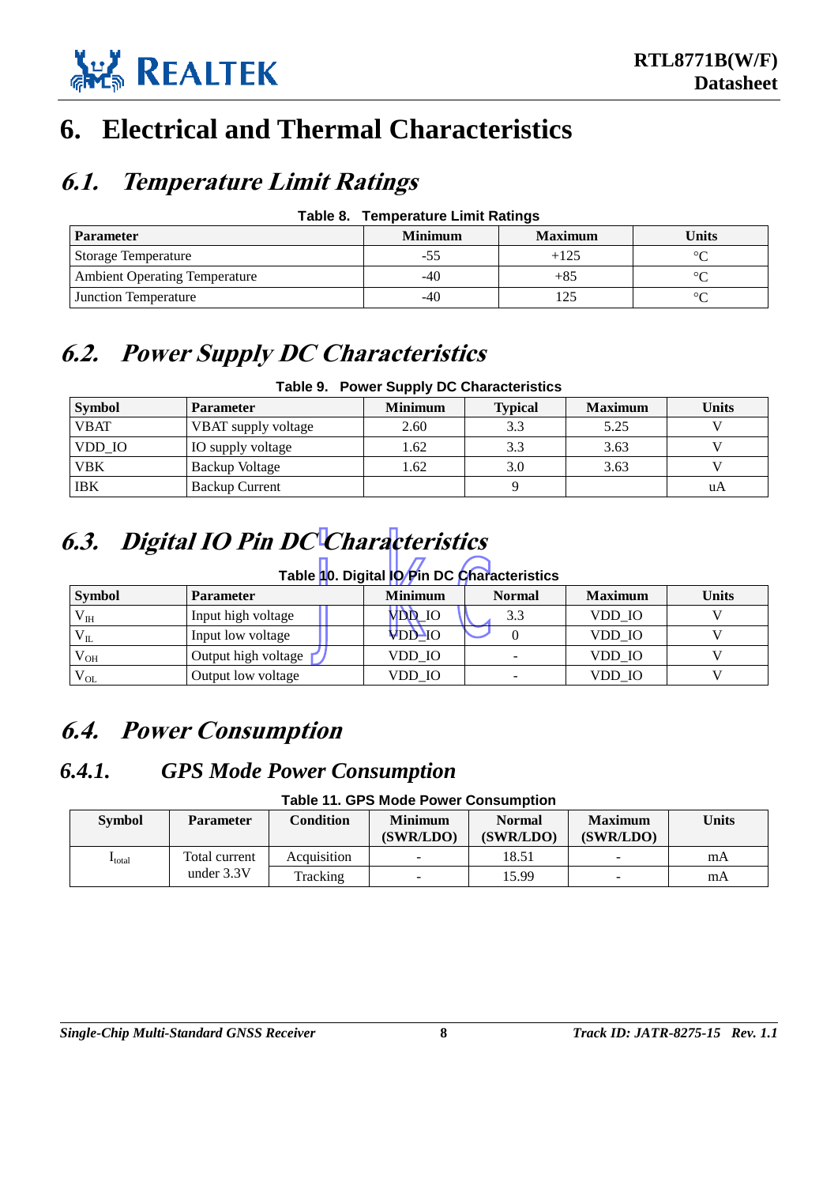// 6. Electrical and Thermal Characteristics

## 6.1. Temperature Limit Ratings

**Table 8. Temperature Limit Ratings**

| Parameter | Minimum | Maximum | Units |
|---|---|---|---|
| Storage Temperature | -55 | +125 | °C |
| Ambient Operating Temperature | -40 | +85 | °C |
| Junction Temperature | -40 | 125 | °C |

## 6.2. Power Supply DC Characteristics

**Table 9. Power Supply DC Characteristics**

| Symbol | Parameter | Minimum | Typical | Maximum | Units |
|---|---|---|---|---|---|
| VBAT | VBAT supply voltage | 2.60 | 3.3 | 5.25 | V |
| VDD_IO | IO supply voltage | 1.62 | 3.3 | 3.63 | V |
| VBK | Backup Voltage | 1.62 | 3.0 | 3.63 | V |
| IBK | Backup Current | | 9 | | uA |

## 6.3. Digital IO Pin DC Characteristics

**Table 10. Digital IO Pin DC Characteristics**

| Symbol | Parameter | Minimum | Normal | Maximum | Units |
|---|---|---|---|---|---|
| $V_{IH}$ | Input high voltage | VDD_IO | 3.3 | VDD_IO | V |
| $V_{IL}$ | Input low voltage | VDD_IO | 0 | VDD_IO | V |
| $V_{OH}$ | Output high voltage | VDD_IO | - | VDD_IO | V |
| $V_{OL}$ | Output low voltage | VDD_IO | - | VDD_IO | V |

## 6.4. Power Consumption

### 6.4.1. GPS Mode Power Consumption

**Table 11. GPS Mode Power Consumption**

| Symbol | Parameter | Condition | Minimum (SWR/LDO) | Normal (SWR/LDO) | Maximum (SWR/LDO) | Units |
|---|---|---|---|---|---|---|
| $I_{total}$ | Total current under 3.3V | Acquisition | - | 18.51 | - | mA |
| | | Tracking | - | 15.99 | - | mA |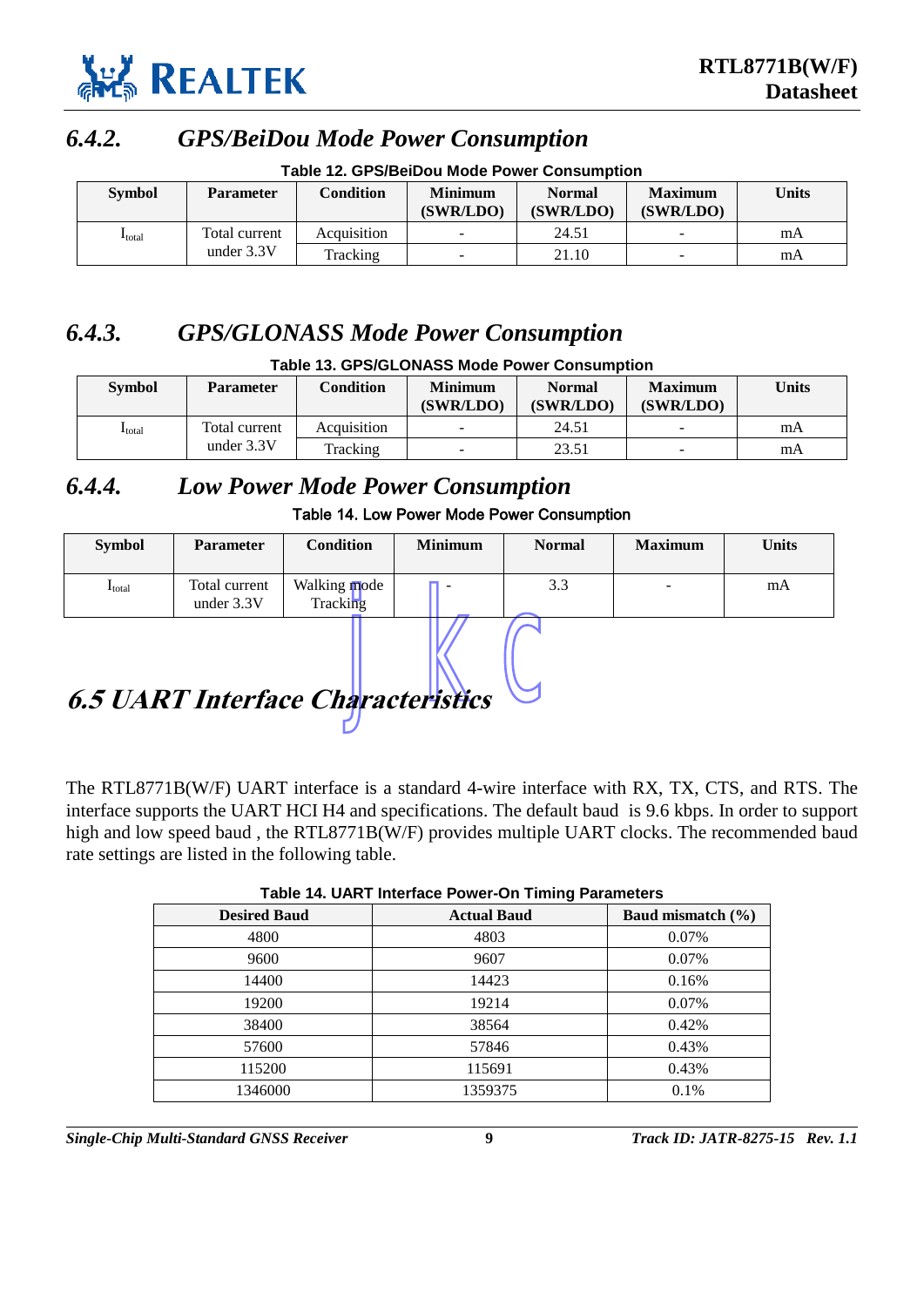### *6.4.2. GPS/BeiDou Mode Power Consumption*

**Table 12. GPS/BeiDou Mode Power Consumption**

| Symbol | Parameter | Condition | Minimum (SWR/LDO) | Normal (SWR/LDO) | Maximum (SWR/LDO) | Units |
|---|---|---|---|---|---|---|
| $I_{total}$ | Total current under 3.3V | Acquisition | - | 24.51 | - | mA |
| | | Tracking | - | 21.10 | - | mA |

### *6.4.3. GPS/GLONASS Mode Power Consumption*

**Table 13. GPS/GLONASS Mode Power Consumption**

| Symbol | Parameter | Condition | Minimum (SWR/LDO) | Normal (SWR/LDO) | Maximum (SWR/LDO) | Units |
|---|---|---|---|---|---|---|
| $I_{total}$ | Total current under 3.3V | Acquisition | - | 24.51 | - | mA |
| | | Tracking | - | 23.51 | - | mA |

### *6.4.4. Low Power Mode Power Consumption*

Table 14. Low Power Mode Power Consumption

| Symbol | Parameter | Condition | Minimum | Normal | Maximum | Units |
|---|---|---|---|---|---|---|
| $I_{total}$ | Total current under 3.3V | Walking mode Tracking | - | 3.3 | - | mA |

## *6.5 UART Interface Characteristics*

The RTL8771B(W/F) UART interface is a standard 4-wire interface with RX, TX, CTS, and RTS. The interface supports the UART HCI H4 and specifications. The default baud is 9.6 kbps. In order to support high and low speed baud , the RTL8771B(W/F) provides multiple UART clocks. The recommended baud rate settings are listed in the following table.

**Table 14. UART Interface Power-On Timing Parameters**

| Desired Baud | Actual Baud | Baud mismatch (%) |
|---|---|---|
| 4800 | 4803 | 0.07% |
| 9600 | 9607 | 0.07% |
| 14400 | 14423 | 0.16% |
| 19200 | 19214 | 0.07% |
| 38400 | 38564 | 0.42% |
| 57600 | 57846 | 0.43% |
| 115200 | 115691 | 0.43% |
| 1346000 | 1359375 | 0.1% |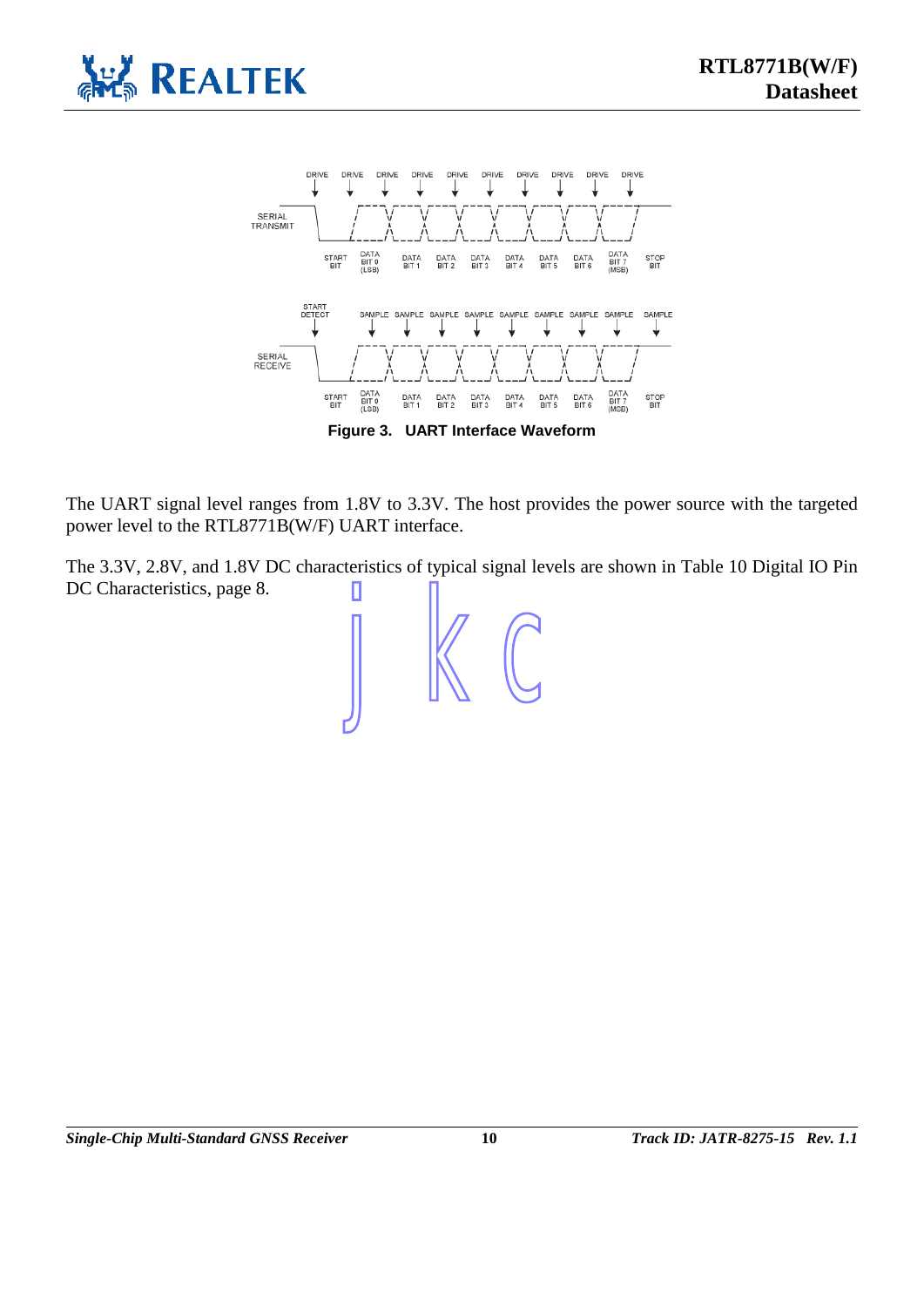Figure 3. UART Interface Waveform

The UART signal level ranges from 1.8V to 3.3V. The host provides the power source with the targeted power level to the RTL8771B(W/F) UART interface.

The 3.3V, 2.8V, and 1.8V DC characteristics of typical signal levels are shown in Table 10 Digital IO Pin DC Characteristics, page 8.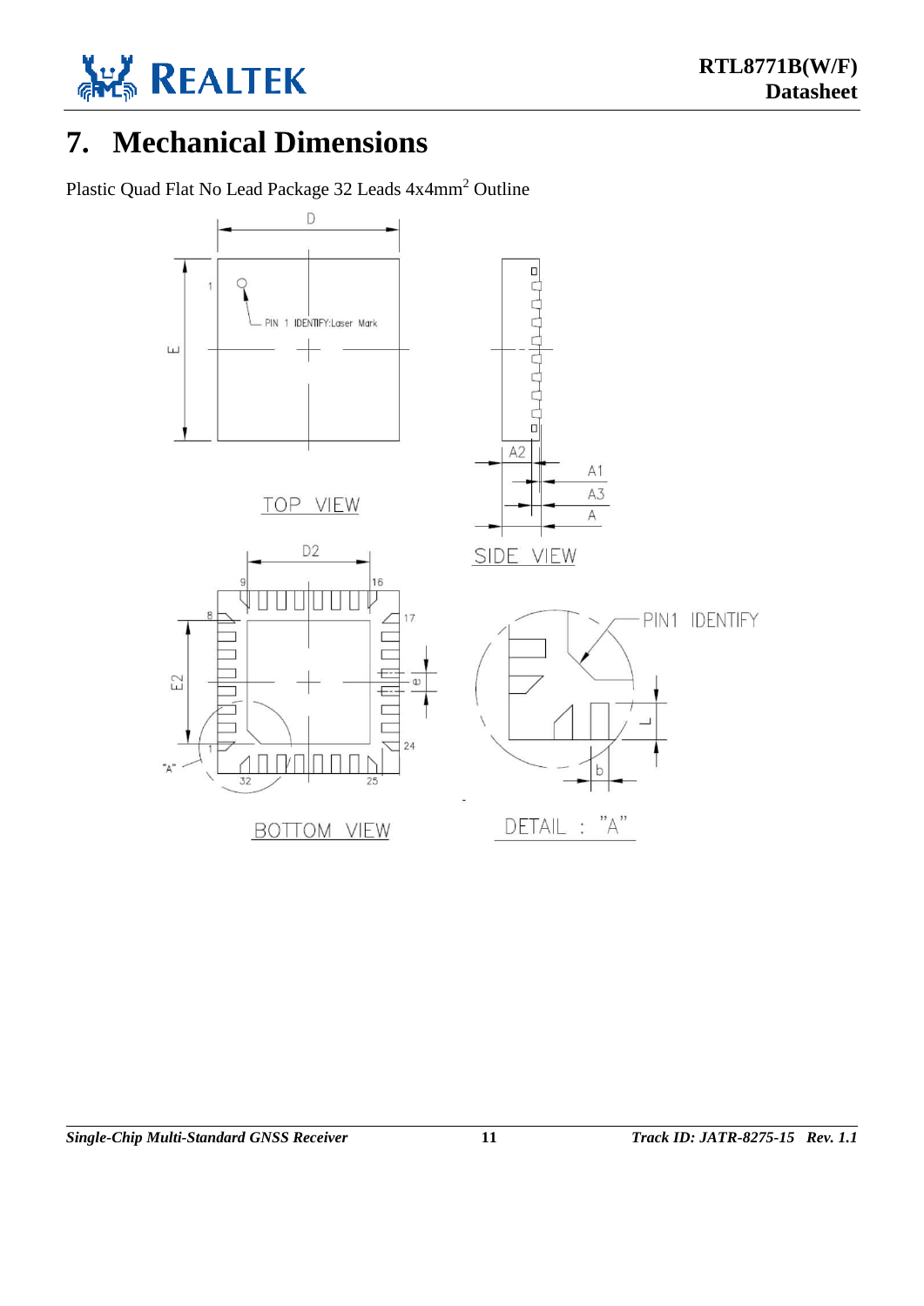# 7. Mechanical Dimensions

Plastic Quad Flat No Lead Package 32 Leads 4x4mm$^2$ Outline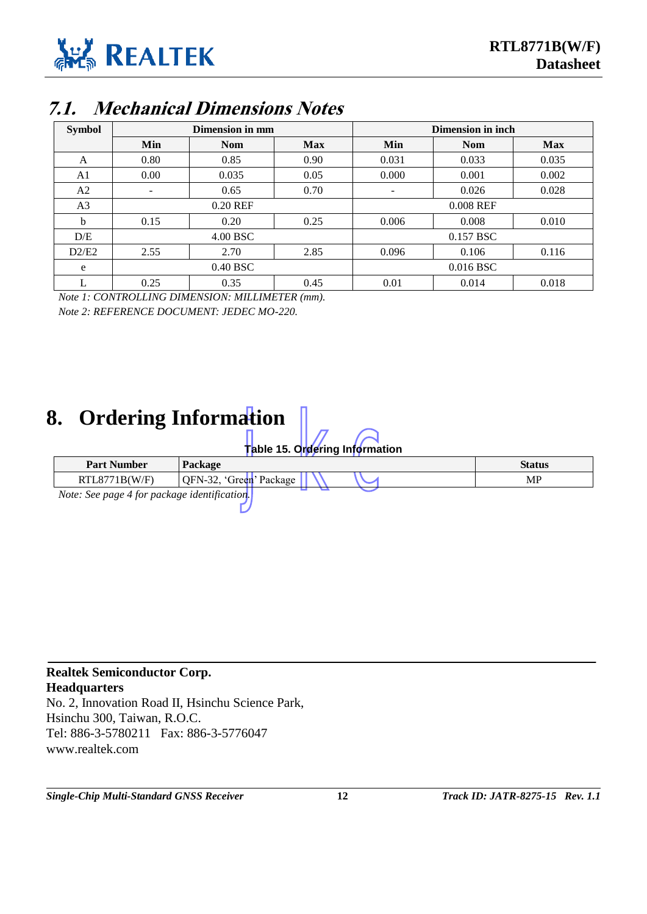## 7.1. *Mechanical Dimensions Notes*

| Symbol | Dimension in mm | | | Dimension in inch | | |
|---|---|---|---|---|---|---|
| | Min | Nom | Max | Min | Nom | Max |
| A | 0.80 | 0.85 | 0.90 | 0.031 | 0.033 | 0.035 |
| A1 | 0.00 | 0.035 | 0.05 | 0.000 | 0.001 | 0.002 |
| A2 | - | 0.65 | 0.70 | - | 0.026 | 0.028 |
| A3 | | 0.20 REF | | | 0.008 REF | |
| b | 0.15 | 0.20 | 0.25 | 0.006 | 0.008 | 0.010 |
| D/E | | 4.00 BSC | | | 0.157 BSC | |
| D2/E2 | 2.55 | 2.70 | 2.85 | 0.096 | 0.106 | 0.116 |
| e | | 0.40 BSC | | | 0.016 BSC | |
| L | 0.25 | 0.35 | 0.45 | 0.01 | 0.014 | 0.018 |

*Note 1: CONTROLLING DIMENSION: MILLIMETER (mm).*

*Note 2: REFERENCE DOCUMENT: JEDEC MO-220.*

# 8. Ordering Information

**Table 15. Ordering Information**

| Part Number | Package | Status |
|---|---|---|
| RTL8771B(W/F) | QFN-32, 'Green' Package | MP |

*Note: See page 4 for package identification.*

**Realtek Semiconductor Corp.**
**Headquarters**
No. 2, Innovation Road II, Hsinchu Science Park,
Hsinchu 300, Taiwan, R.O.C.
Tel: 886-3-5780211 Fax: 886-3-5776047
www.realtek.com